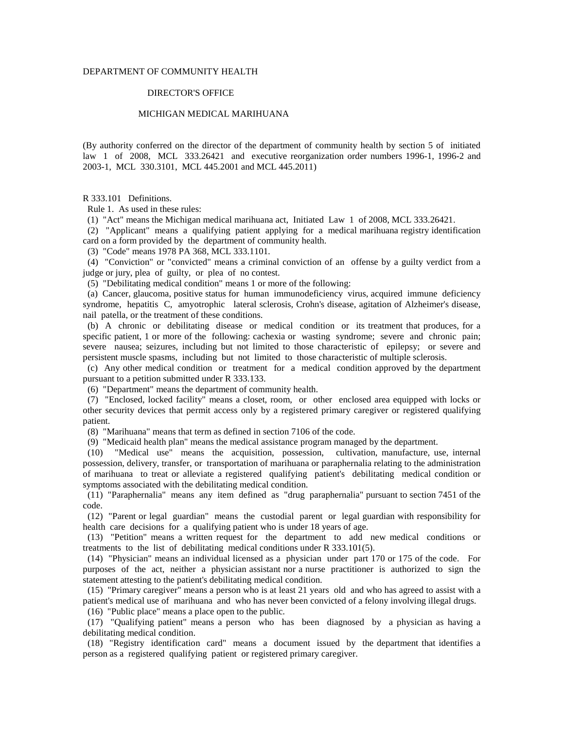DEPARTMENT OF COMMUNITY HEALTH

DIRECTOR'S OFFICE

MICHIGAN MEDICAL MARIHUANA

(By authority conferred on the director of the department of community health by section 5 of initiated law 1 of 2008, MCL 333.26421 and executive reorganization order numbers 1996-1, 1996-2 and 2003-1, MCL 330.3101, MCL 445.2001 and MCL 445.2011)

R 333.101 Definitions.

Rule 1. As used in these rules:

(1) "Act" means the Michigan medical marihuana act, Initiated Law 1 of 2008, MCL 333.26421.

(2) "Applicant" means a qualifying patient applying for a medical marihuana registry identification card on a form provided by the department of community health.

(3) "Code" means 1978 PA 368, MCL 333.1101.

(4) "Conviction" or "convicted" means a criminal conviction of an offense by a guilty verdict from a judge or jury, plea of guilty, or plea of no contest.

(5) "Debilitating medical condition" means 1 or more of the following:

(a) Cancer, glaucoma, positive status for human immunodeficiency virus, acquired immune deficiency syndrome, hepatitis C, amyotrophic lateral sclerosis, Crohn's disease, agitation of Alzheimer's disease, nail patella, or the treatment of these conditions.

(b) A chronic or debilitating disease or medical condition or its treatment that produces, for a specific patient, 1 or more of the following: cachexia or wasting syndrome; severe and chronic pain; severe nausea; seizures, including but not limited to those characteristic of epilepsy; or severe and persistent muscle spasms, including but not limited to those characteristic of multiple sclerosis.

(c) Any other medical condition or treatment for a medical condition approved by the department pursuant to a petition submitted under R 333.133.

(6) "Department" means the department of community health.

(7) "Enclosed, locked facility" means a closet, room, or other enclosed area equipped with locks or other security devices that permit access only by a registered primary caregiver or registered qualifying patient.

(8) "Marihuana" means that term as defined in section 7106 of the code.

(9) "Medicaid health plan" means the medical assistance program managed by the department.

(10) "Medical use" means the acquisition, possession, cultivation, manufacture, use, internal possession, delivery, transfer, or transportation of marihuana or paraphernalia relating to the administration of marihuana to treat or alleviate a registered qualifying patient's debilitating medical condition or symptoms associated with the debilitating medical condition.

(11) "Paraphernalia" means any item defined as "drug paraphernalia" pursuant to section 7451 of the code.

(12) "Parent or legal guardian" means the custodial parent or legal guardian with responsibility for health care decisions for a qualifying patient who is under 18 years of age.

(13) "Petition" means a written request for the department to add new medical conditions or treatments to the list of debilitating medical conditions under R 333.101(5).

(14) "Physician" means an individual licensed as a physician under part 170 or 175 of the code. For purposes of the act, neither a physician assistant nor a nurse practitioner is authorized to sign the statement attesting to the patient's debilitating medical condition.

(15) "Primary caregiver" means a person who is at least 21 years old and who has agreed to assist with a patient's medical use of marihuana and who has never been convicted of a felony involving illegal drugs.

(16) "Public place" means a place open to the public.

(17) "Qualifying patient" means a person who has been diagnosed by a physician as having a debilitating medical condition.

(18) "Registry identification card" means a document issued by the department that identifies a person as a registered qualifying patient or registered primary caregiver.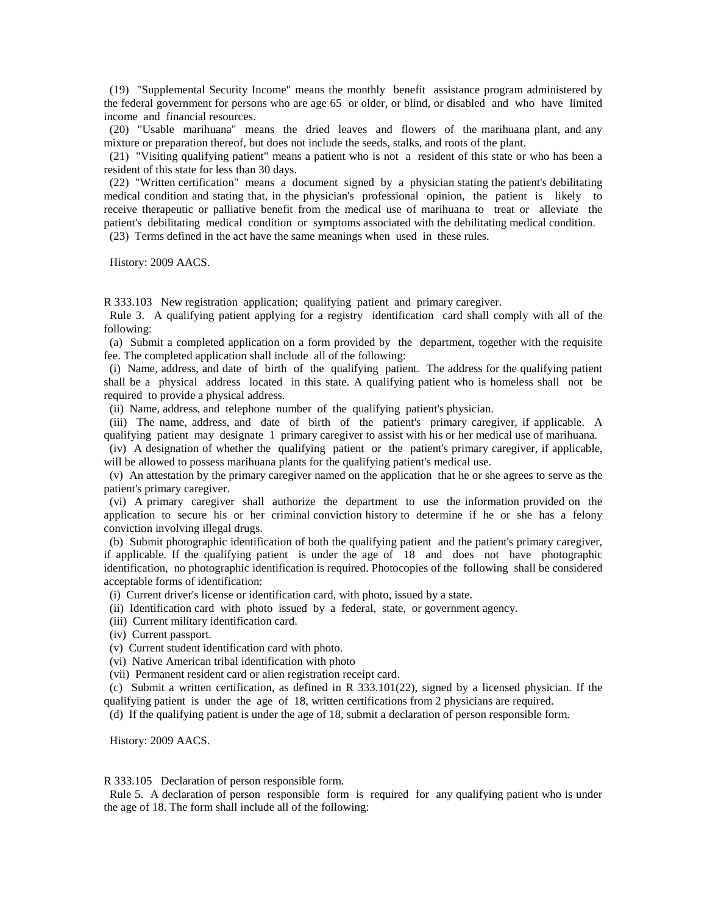(19) "Supplemental Security Income" means the monthly benefit assistance program administered by the federal government for persons who are age 65 or older, or blind, or disabled and who have limited income and financial resources.

(20) "Usable marihuana" means the dried leaves and flowers of the marihuana plant, and any mixture or preparation thereof, but does not include the seeds, stalks, and roots of the plant.

(21) "Visiting qualifying patient" means a patient who is not a resident of this state or who has been a resident of this state for less than 30 days.

(22) "Written certification" means a document signed by a physician stating the patient's debilitating medical condition and stating that, in the physician's professional opinion, the patient is likely to receive therapeutic or palliative benefit from the medical use of marihuana to treat or alleviate the patient's debilitating medical condition or symptoms associated with the debilitating medical condition.

(23) Terms defined in the act have the same meanings when used in these rules.

History: 2009 AACS.

R 333.103 New registration application; qualifying patient and primary caregiver.

Rule 3. A qualifying patient applying for a registry identification card shall comply with all of the following:

(a) Submit a completed application on a form provided by the department, together with the requisite fee. The completed application shall include all of the following:

(i) Name, address, and date of birth of the qualifying patient. The address for the qualifying patient shall be a physical address located in this state. A qualifying patient who is homeless shall not be required to provide a physical address.

(ii) Name, address, and telephone number of the qualifying patient's physician.

(iii) The name, address, and date of birth of the patient's primary caregiver, if applicable. A qualifying patient may designate 1 primary caregiver to assist with his or her medical use of marihuana.

(iv) A designation of whether the qualifying patient or the patient's primary caregiver, if applicable, will be allowed to possess marihuana plants for the qualifying patient's medical use.

(v) An attestation by the primary caregiver named on the application that he or she agrees to serve as the patient's primary caregiver.

(vi) A primary caregiver shall authorize the department to use the information provided on the application to secure his or her criminal conviction history to determine if he or she has a felony conviction involving illegal drugs.

(b) Submit photographic identification of both the qualifying patient and the patient's primary caregiver, if applicable. If the qualifying patient is under the age of 18 and does not have photographic identification, no photographic identification is required. Photocopies of the following shall be considered acceptable forms of identification:

(i) Current driver's license or identification card, with photo, issued by a state.

(ii) Identification card with photo issued by a federal, state, or government agency.

(iii) Current military identification card.

(iv) Current passport.

(v) Current student identification card with photo.

(vi) Native American tribal identification with photo

(vii) Permanent resident card or alien registration receipt card.

(c) Submit a written certification, as defined in R 333.101(22), signed by a licensed physician. If the qualifying patient is under the age of 18, written certifications from 2 physicians are required.

(d) If the qualifying patient is under the age of 18, submit a declaration of person responsible form.

History: 2009 AACS.

R 333.105 Declaration of person responsible form.

Rule 5. A declaration of person responsible form is required for any qualifying patient who is under the age of 18. The form shall include all of the following: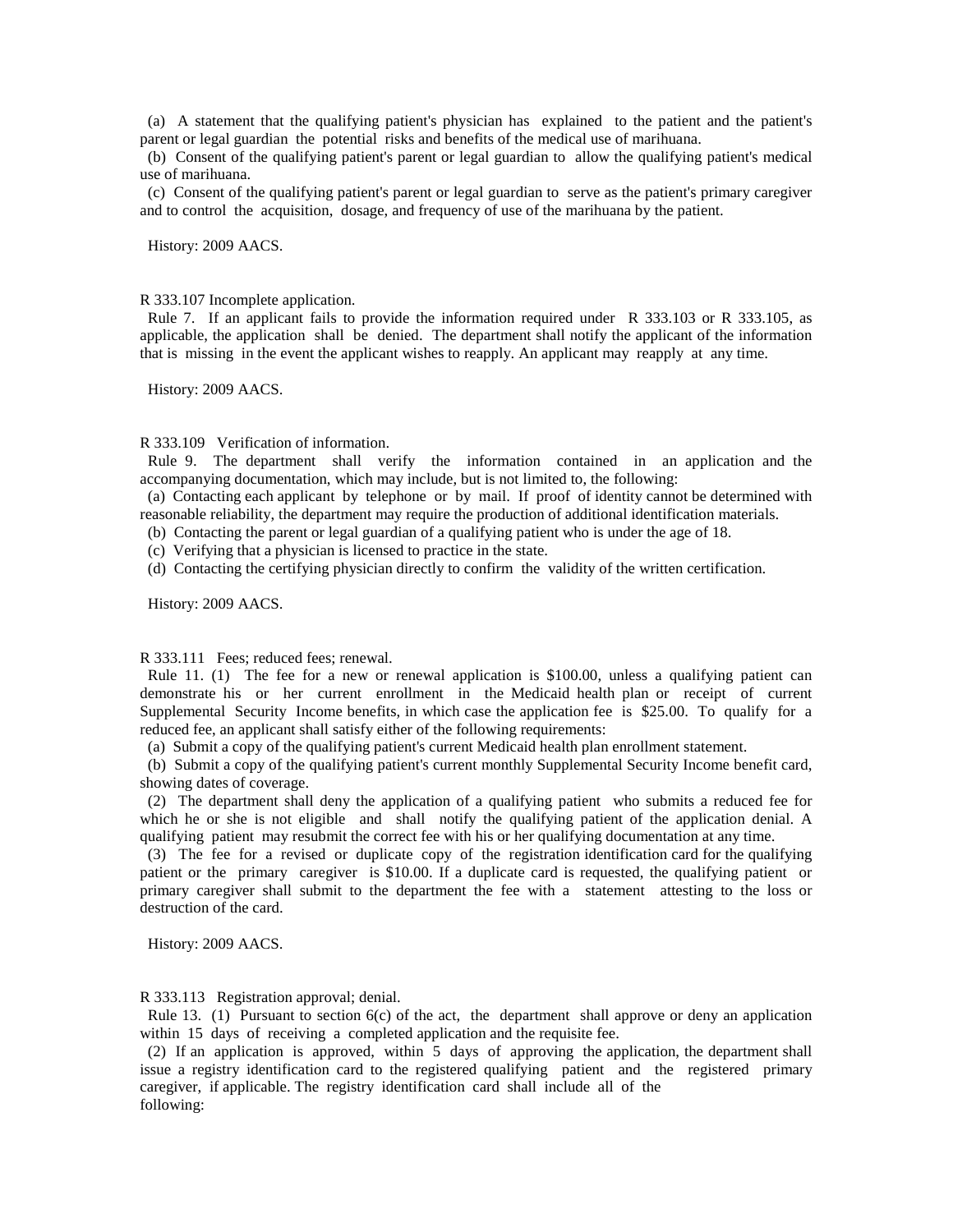(a) A statement that the qualifying patient's physician has explained to the patient and the patient's parent or legal guardian the potential risks and benefits of the medical use of marihuana.

(b) Consent of the qualifying patient's parent or legal guardian to allow the qualifying patient's medical use of marihuana.

(c) Consent of the qualifying patient's parent or legal guardian to serve as the patient's primary caregiver and to control the acquisition, dosage, and frequency of use of the marihuana by the patient.

History: 2009 AACS.

R 333.107 Incomplete application.

Rule 7. If an applicant fails to provide the information required under R 333.103 or R 333.105, as applicable, the application shall be denied. The department shall notify the applicant of the information that is missing in the event the applicant wishes to reapply. An applicant may reapply at any time.

History: 2009 AACS.

R 333.109 Verification of information.

Rule 9. The department shall verify the information contained in an application and the accompanying documentation, which may include, but is not limited to, the following:

(a) Contacting each applicant by telephone or by mail. If proof of identity cannot be determined with reasonable reliability, the department may require the production of additional identification materials.

(b) Contacting the parent or legal guardian of a qualifying patient who is under the age of 18.

(c) Verifying that a physician is licensed to practice in the state.

(d) Contacting the certifying physician directly to confirm the validity of the written certification.

History: 2009 AACS.

R 333.111 Fees; reduced fees; renewal.

Rule 11. (1) The fee for a new or renewal application is $100.00, unless a qualifying patient can demonstrate his or her current enrollment in the Medicaid health plan or receipt of current Supplemental Security Income benefits, in which case the application fee is $25.00. To qualify for a reduced fee, an applicant shall satisfy either of the following requirements:

(a) Submit a copy of the qualifying patient's current Medicaid health plan enrollment statement.

(b) Submit a copy of the qualifying patient's current monthly Supplemental Security Income benefit card, showing dates of coverage.

(2) The department shall deny the application of a qualifying patient who submits a reduced fee for which he or she is not eligible and shall notify the qualifying patient of the application denial. A qualifying patient may resubmit the correct fee with his or her qualifying documentation at any time.

(3) The fee for a revised or duplicate copy of the registration identification card for the qualifying patient or the primary caregiver is $10.00. If a duplicate card is requested, the qualifying patient or primary caregiver shall submit to the department the fee with a statement attesting to the loss or destruction of the card.

History: 2009 AACS.

R 333.113 Registration approval; denial.

Rule 13. (1) Pursuant to section 6(c) of the act, the department shall approve or deny an application within 15 days of receiving a completed application and the requisite fee.

(2) If an application is approved, within 5 days of approving the application, the department shall issue a registry identification card to the registered qualifying patient and the registered primary caregiver, if applicable. The registry identification card shall include all of the following: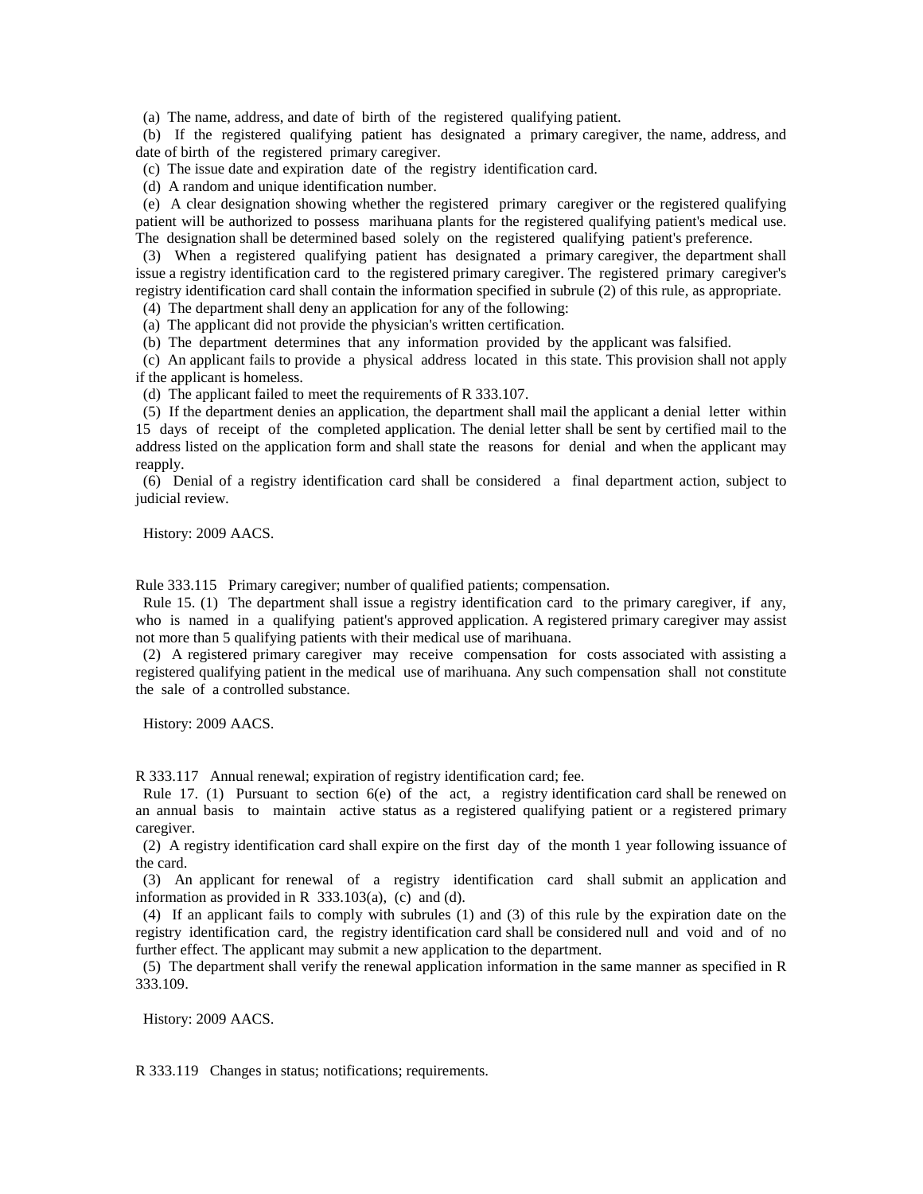(a) The name, address, and date of birth of the registered qualifying patient.

(b) If the registered qualifying patient has designated a primary caregiver, the name, address, and date of birth of the registered primary caregiver.

(c) The issue date and expiration date of the registry identification card.

(d) A random and unique identification number.

(e) A clear designation showing whether the registered primary caregiver or the registered qualifying patient will be authorized to possess marihuana plants for the registered qualifying patient's medical use. The designation shall be determined based solely on the registered qualifying patient's preference.

(3) When a registered qualifying patient has designated a primary caregiver, the department shall issue a registry identification card to the registered primary caregiver. The registered primary caregiver's registry identification card shall contain the information specified in subrule (2) of this rule, as appropriate.

(4) The department shall deny an application for any of the following:

(a) The applicant did not provide the physician's written certification.

(b) The department determines that any information provided by the applicant was falsified.

(c) An applicant fails to provide a physical address located in this state. This provision shall not apply if the applicant is homeless.

(d) The applicant failed to meet the requirements of R 333.107.

(5) If the department denies an application, the department shall mail the applicant a denial letter within 15 days of receipt of the completed application. The denial letter shall be sent by certified mail to the address listed on the application form and shall state the reasons for denial and when the applicant may reapply.

(6) Denial of a registry identification card shall be considered a final department action, subject to judicial review.

History: 2009 AACS.

Rule 333.115 Primary caregiver; number of qualified patients; compensation.

Rule 15. (1) The department shall issue a registry identification card to the primary caregiver, if any, who is named in a qualifying patient's approved application. A registered primary caregiver may assist not more than 5 qualifying patients with their medical use of marihuana.

(2) A registered primary caregiver may receive compensation for costs associated with assisting a registered qualifying patient in the medical use of marihuana. Any such compensation shall not constitute the sale of a controlled substance.

History: 2009 AACS.

R 333.117 Annual renewal; expiration of registry identification card; fee.

Rule 17. (1) Pursuant to section 6(e) of the act, a registry identification card shall be renewed on an annual basis to maintain active status as a registered qualifying patient or a registered primary caregiver.

(2) A registry identification card shall expire on the first day of the month 1 year following issuance of the card.

(3) An applicant for renewal of a registry identification card shall submit an application and information as provided in R 333.103(a), (c) and (d).

(4) If an applicant fails to comply with subrules (1) and (3) of this rule by the expiration date on the registry identification card, the registry identification card shall be considered null and void and of no further effect. The applicant may submit a new application to the department.

(5) The department shall verify the renewal application information in the same manner as specified in R 333.109.

History: 2009 AACS.

R 333.119 Changes in status; notifications; requirements.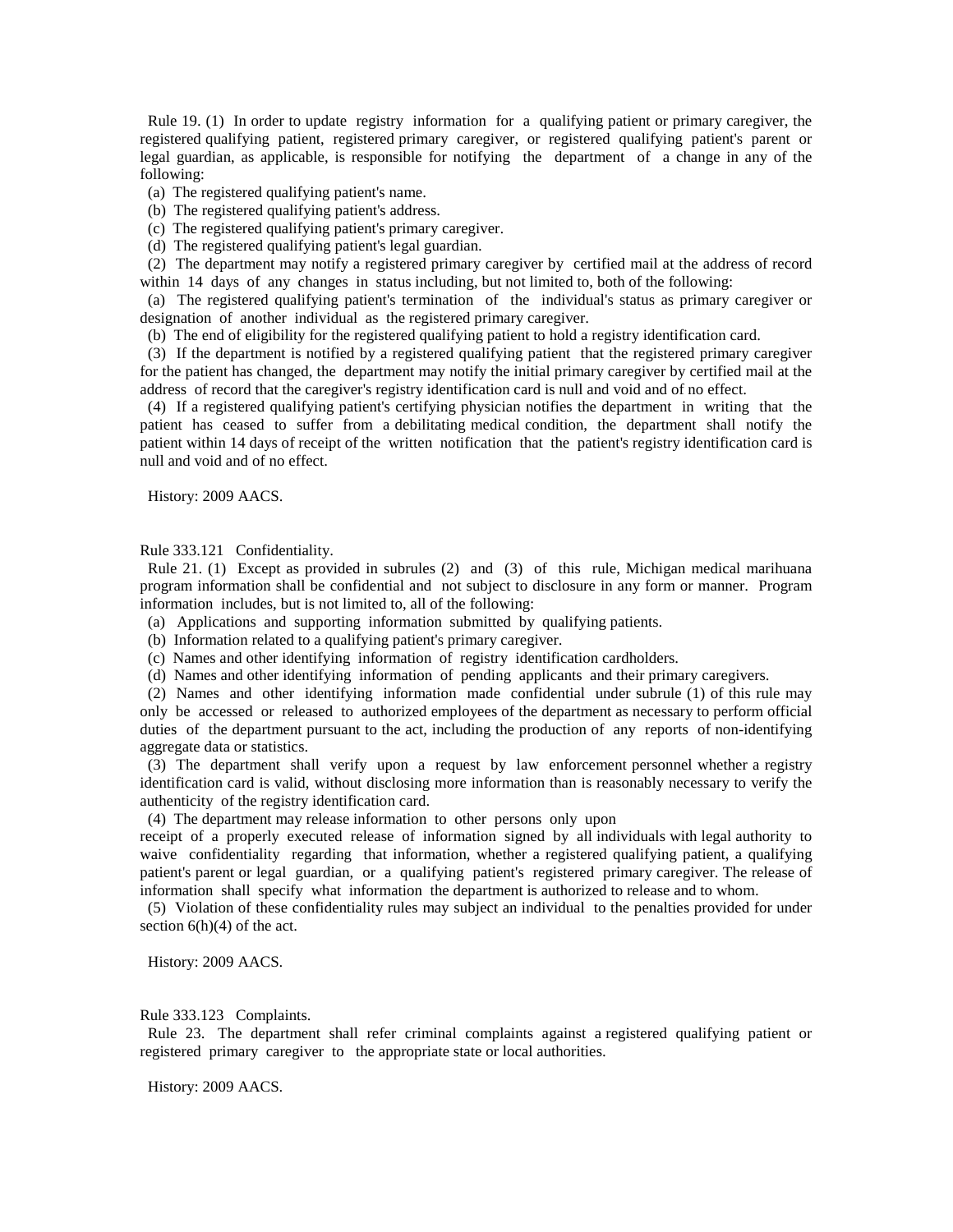Rule 19. (1) In order to update registry information for a qualifying patient or primary caregiver, the registered qualifying patient, registered primary caregiver, or registered qualifying patient's parent or legal guardian, as applicable, is responsible for notifying the department of a change in any of the following:

(a) The registered qualifying patient's name.

(b) The registered qualifying patient's address.

(c) The registered qualifying patient's primary caregiver.

(d) The registered qualifying patient's legal guardian.

(2) The department may notify a registered primary caregiver by certified mail at the address of record within 14 days of any changes in status including, but not limited to, both of the following:

(a) The registered qualifying patient's termination of the individual's status as primary caregiver or designation of another individual as the registered primary caregiver.

(b) The end of eligibility for the registered qualifying patient to hold a registry identification card.

(3) If the department is notified by a registered qualifying patient that the registered primary caregiver for the patient has changed, the department may notify the initial primary caregiver by certified mail at the address of record that the caregiver's registry identification card is null and void and of no effect.

(4) If a registered qualifying patient's certifying physician notifies the department in writing that the patient has ceased to suffer from a debilitating medical condition, the department shall notify the patient within 14 days of receipt of the written notification that the patient's registry identification card is null and void and of no effect.

History: 2009 AACS.

Rule 333.121 Confidentiality.

Rule 21. (1) Except as provided in subrules (2) and (3) of this rule, Michigan medical marihuana program information shall be confidential and not subject to disclosure in any form or manner. Program information includes, but is not limited to, all of the following:

(a) Applications and supporting information submitted by qualifying patients.

(b) Information related to a qualifying patient's primary caregiver.

(c) Names and other identifying information of registry identification cardholders.

(d) Names and other identifying information of pending applicants and their primary caregivers.

(2) Names and other identifying information made confidential under subrule (1) of this rule may only be accessed or released to authorized employees of the department as necessary to perform official duties of the department pursuant to the act, including the production of any reports of non-identifying aggregate data or statistics.

(3) The department shall verify upon a request by law enforcement personnel whether a registry identification card is valid, without disclosing more information than is reasonably necessary to verify the authenticity of the registry identification card.

(4) The department may release information to other persons only upon receipt of a properly executed release of information signed by all individuals with legal authority to waive confidentiality regarding that information, whether a registered qualifying patient, a qualifying patient's parent or legal guardian, or a qualifying patient's registered primary caregiver. The release of information shall specify what information the department is authorized to release and to whom.

(5) Violation of these confidentiality rules may subject an individual to the penalties provided for under section 6(h)(4) of the act.

History: 2009 AACS.

Rule 333.123 Complaints.

Rule 23. The department shall refer criminal complaints against a registered qualifying patient or registered primary caregiver to the appropriate state or local authorities.

History: 2009 AACS.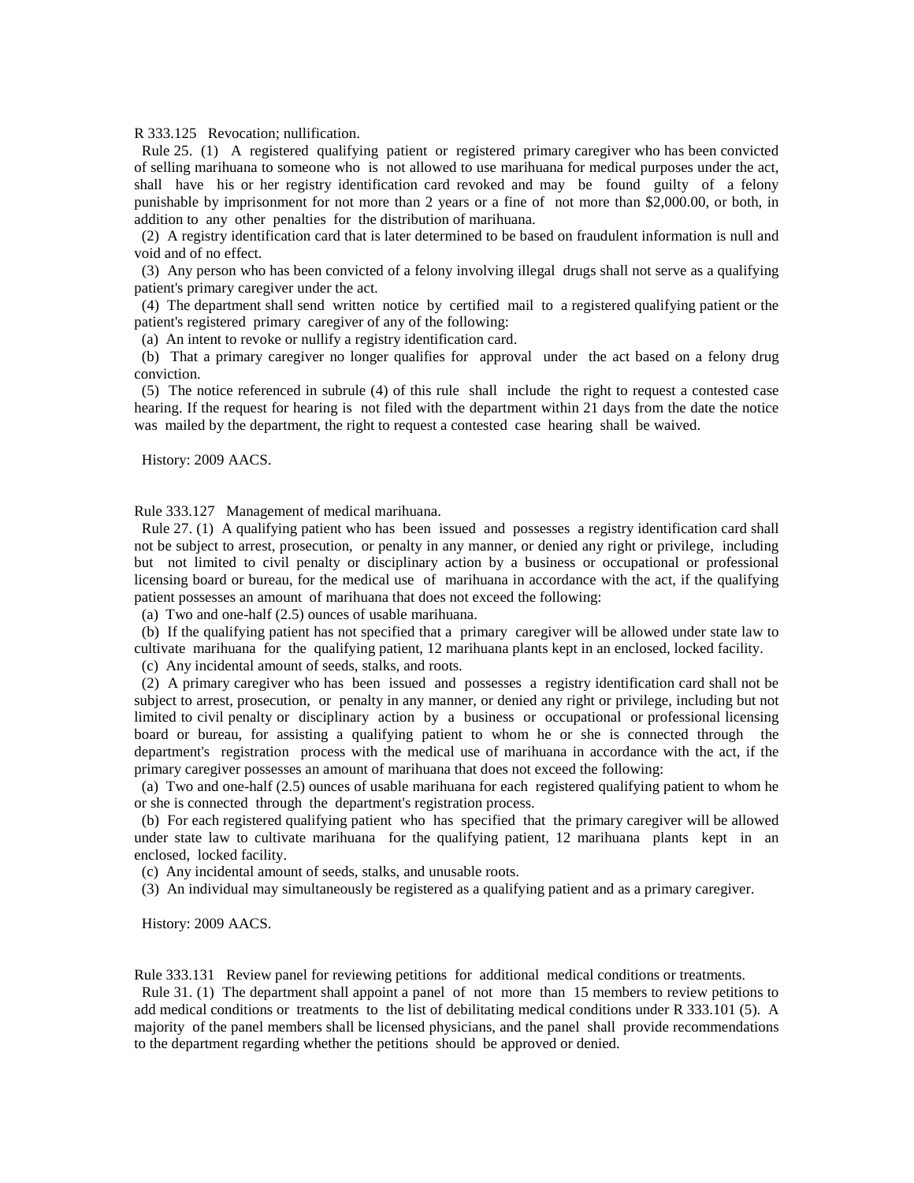R 333.125 Revocation; nullification.

Rule 25. (1) A registered qualifying patient or registered primary caregiver who has been convicted of selling marihuana to someone who is not allowed to use marihuana for medical purposes under the act, shall have his or her registry identification card revoked and may be found guilty of a felony punishable by imprisonment for not more than 2 years or a fine of not more than $2,000.00, or both, in addition to any other penalties for the distribution of marihuana.

(2) A registry identification card that is later determined to be based on fraudulent information is null and void and of no effect.

(3) Any person who has been convicted of a felony involving illegal drugs shall not serve as a qualifying patient's primary caregiver under the act.

(4) The department shall send written notice by certified mail to a registered qualifying patient or the patient's registered primary caregiver of any of the following:

(a) An intent to revoke or nullify a registry identification card.

(b) That a primary caregiver no longer qualifies for approval under the act based on a felony drug conviction.

(5) The notice referenced in subrule (4) of this rule shall include the right to request a contested case hearing. If the request for hearing is not filed with the department within 21 days from the date the notice was mailed by the department, the right to request a contested case hearing shall be waived.

History: 2009 AACS.

Rule 333.127 Management of medical marihuana.

Rule 27. (1) A qualifying patient who has been issued and possesses a registry identification card shall not be subject to arrest, prosecution, or penalty in any manner, or denied any right or privilege, including but not limited to civil penalty or disciplinary action by a business or occupational or professional licensing board or bureau, for the medical use of marihuana in accordance with the act, if the qualifying patient possesses an amount of marihuana that does not exceed the following:

(a) Two and one-half (2.5) ounces of usable marihuana.

(b) If the qualifying patient has not specified that a primary caregiver will be allowed under state law to cultivate marihuana for the qualifying patient, 12 marihuana plants kept in an enclosed, locked facility.

(c) Any incidental amount of seeds, stalks, and roots.

(2) A primary caregiver who has been issued and possesses a registry identification card shall not be subject to arrest, prosecution, or penalty in any manner, or denied any right or privilege, including but not limited to civil penalty or disciplinary action by a business or occupational or professional licensing board or bureau, for assisting a qualifying patient to whom he or she is connected through the department's registration process with the medical use of marihuana in accordance with the act, if the primary caregiver possesses an amount of marihuana that does not exceed the following:

(a) Two and one-half (2.5) ounces of usable marihuana for each registered qualifying patient to whom he or she is connected through the department's registration process.

(b) For each registered qualifying patient who has specified that the primary caregiver will be allowed under state law to cultivate marihuana for the qualifying patient, 12 marihuana plants kept in an enclosed, locked facility.

(c) Any incidental amount of seeds, stalks, and unusable roots.

(3) An individual may simultaneously be registered as a qualifying patient and as a primary caregiver.

History: 2009 AACS.

Rule 333.131 Review panel for reviewing petitions for additional medical conditions or treatments.

Rule 31. (1) The department shall appoint a panel of not more than 15 members to review petitions to add medical conditions or treatments to the list of debilitating medical conditions under R 333.101 (5). A majority of the panel members shall be licensed physicians, and the panel shall provide recommendations to the department regarding whether the petitions should be approved or denied.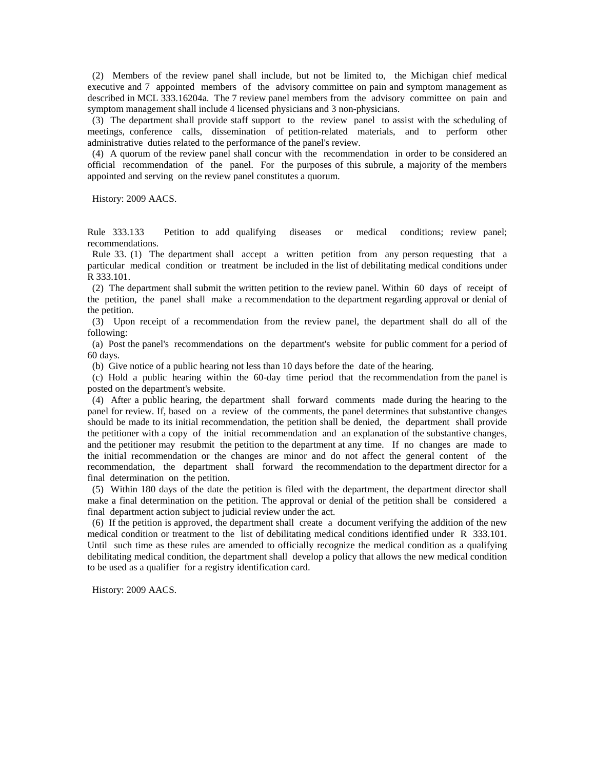(2) Members of the review panel shall include, but not be limited to, the Michigan chief medical executive and 7 appointed members of the advisory committee on pain and symptom management as described in MCL 333.16204a. The 7 review panel members from the advisory committee on pain and symptom management shall include 4 licensed physicians and 3 non-physicians.

(3) The department shall provide staff support to the review panel to assist with the scheduling of meetings, conference calls, dissemination of petition-related materials, and to perform other administrative duties related to the performance of the panel's review.

(4) A quorum of the review panel shall concur with the recommendation in order to be considered an official recommendation of the panel. For the purposes of this subrule, a majority of the members appointed and serving on the review panel constitutes a quorum.

History: 2009 AACS.

Rule 333.133 Petition to add qualifying diseases or medical conditions; review panel; recommendations.

Rule 33. (1) The department shall accept a written petition from any person requesting that a particular medical condition or treatment be included in the list of debilitating medical conditions under R 333.101.

(2) The department shall submit the written petition to the review panel. Within 60 days of receipt of the petition, the panel shall make a recommendation to the department regarding approval or denial of the petition.

(3) Upon receipt of a recommendation from the review panel, the department shall do all of the following:

(a) Post the panel's recommendations on the department's website for public comment for a period of 60 days.

(b) Give notice of a public hearing not less than 10 days before the date of the hearing.

(c) Hold a public hearing within the 60-day time period that the recommendation from the panel is posted on the department's website.

(4) After a public hearing, the department shall forward comments made during the hearing to the panel for review. If, based on a review of the comments, the panel determines that substantive changes should be made to its initial recommendation, the petition shall be denied, the department shall provide the petitioner with a copy of the initial recommendation and an explanation of the substantive changes, and the petitioner may resubmit the petition to the department at any time. If no changes are made to the initial recommendation or the changes are minor and do not affect the general content of the recommendation, the department shall forward the recommendation to the department director for a final determination on the petition.

(5) Within 180 days of the date the petition is filed with the department, the department director shall make a final determination on the petition. The approval or denial of the petition shall be considered a final department action subject to judicial review under the act.

(6) If the petition is approved, the department shall create a document verifying the addition of the new medical condition or treatment to the list of debilitating medical conditions identified under R 333.101. Until such time as these rules are amended to officially recognize the medical condition as a qualifying debilitating medical condition, the department shall develop a policy that allows the new medical condition to be used as a qualifier for a registry identification card.

History: 2009 AACS.